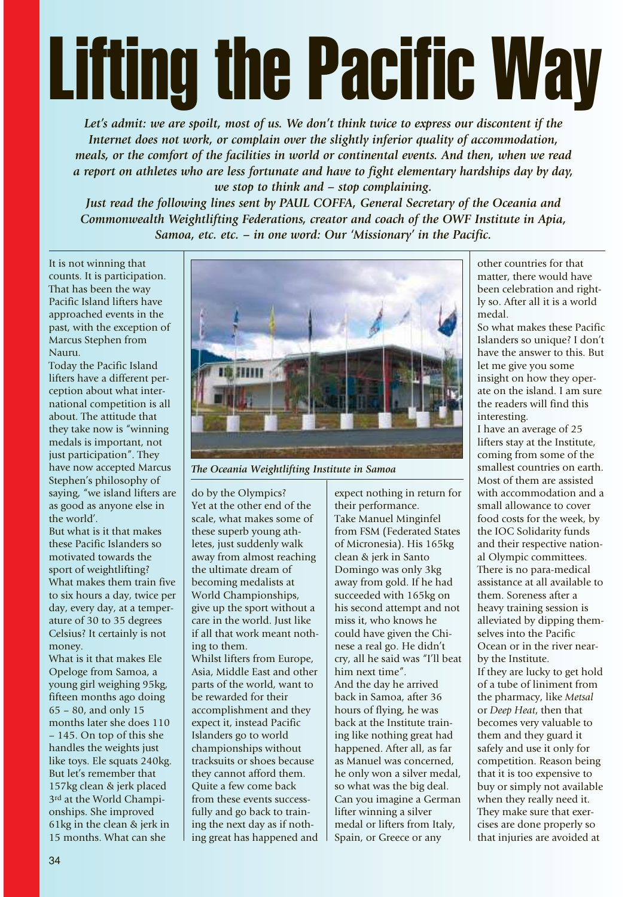# Lifting the Pacific Way

***Let's admit: we are spoilt, most of us. We don't think twice to express our discontent if the Internet does not work, or complain over the slightly inferior quality of accommodation, meals, or the comfort of the facilities in world or continental events. And then, when we read a report on athletes who are less fortunate and have to fight elementary hardships day by day, we stop to think and – stop complaining.***

***Just read the following lines sent by PAUL COFFA, General Secretary of the Oceania and Commonwealth Weightlifting Federations, creator and coach of the OWF Institute in Apia, Samoa, etc. etc. – in one word: Our 'Missionary' in the Pacific.***

It is not winning that counts. It is participation. That has been the way Pacific Island lifters have approached events in the past, with the exception of Marcus Stephen from Nauru.

Today the Pacific Island lifters have a different perception about what international competition is all about. The attitude that they take now is "winning medals is important, not just participation". They have now accepted Marcus Stephen's philosophy of saying, "we island lifters are as good as anyone else in the world'.

But what is it that makes these Pacific Islanders so motivated towards the sport of weightlifting? What makes them train five to six hours a day, twice per day, every day, at a temperature of 30 to 35 degrees Celsius? It certainly is not money.

What is it that makes Ele Opeloge from Samoa, a young girl weighing 95kg, fifteen months ago doing 65 – 80, and only 15 months later she does 110 – 145. On top of this she handles the weights just like toys. Ele squats 240kg. But let's remember that 157kg clean & jerk placed 3rd at the World Championships. She improved 61kg in the clean & jerk in 15 months. What can she do by the Olympics?

*The Oceania Weightlifting Institute in Samoa*

Yet at the other end of the scale, what makes some of these superb young athletes, just suddenly walk away from almost reaching the ultimate dream of becoming medalists at World Championships, give up the sport without a care in the world. Just like if all that work meant nothing to them.

Whilst lifters from Europe, Asia, Middle East and other parts of the world, want to be rewarded for their accomplishment and they expect it, instead Pacific Islanders go to world championships without tracksuits or shoes because they cannot afford them. Quite a few come back from these events successfully and go back to training the next day as if nothing great has happened and expect nothing in return for their performance.

Take Manuel Minginfel from FSM (Federated States of Micronesia). His 165kg clean & jerk in Santo Domingo was only 3kg away from gold. If he had succeeded with 165kg on his second attempt and not miss it, who knows he could have given the Chinese a real go. He didn't cry, all he said was "I'll beat him next time".

And the day he arrived back in Samoa, after 36 hours of flying, he was back at the Institute training like nothing great had happened. After all, as far as Manuel was concerned, he only won a silver medal, so what was the big deal.

Can you imagine a German lifter winning a silver medal or lifters from Italy, Spain, or Greece or any other countries for that matter, there would have been celebration and rightly so. After all it is a world medal.

So what makes these Pacific Islanders so unique? I don't have the answer to this. But let me give you some insight on how they operate on the island. I am sure the readers will find this interesting.

I have an average of 25 lifters stay at the Institute, coming from some of the smallest countries on earth. Most of them are assisted with accommodation and a small allowance to cover food costs for the week, by the IOC Solidarity funds and their respective national Olympic committees. There is no para-medical assistance at all available to them. Soreness after a heavy training session is alleviated by dipping themselves into the Pacific Ocean or in the river nearby the Institute.

If they are lucky to get hold of a tube of liniment from the pharmacy, like *Metsal* or *Deep Heat*, then that becomes very valuable to them and they guard it safely and use it only for competition. Reason being that it is too expensive to buy or simply not available when they really need it. They make sure that exercises are done properly so that injuries are avoided at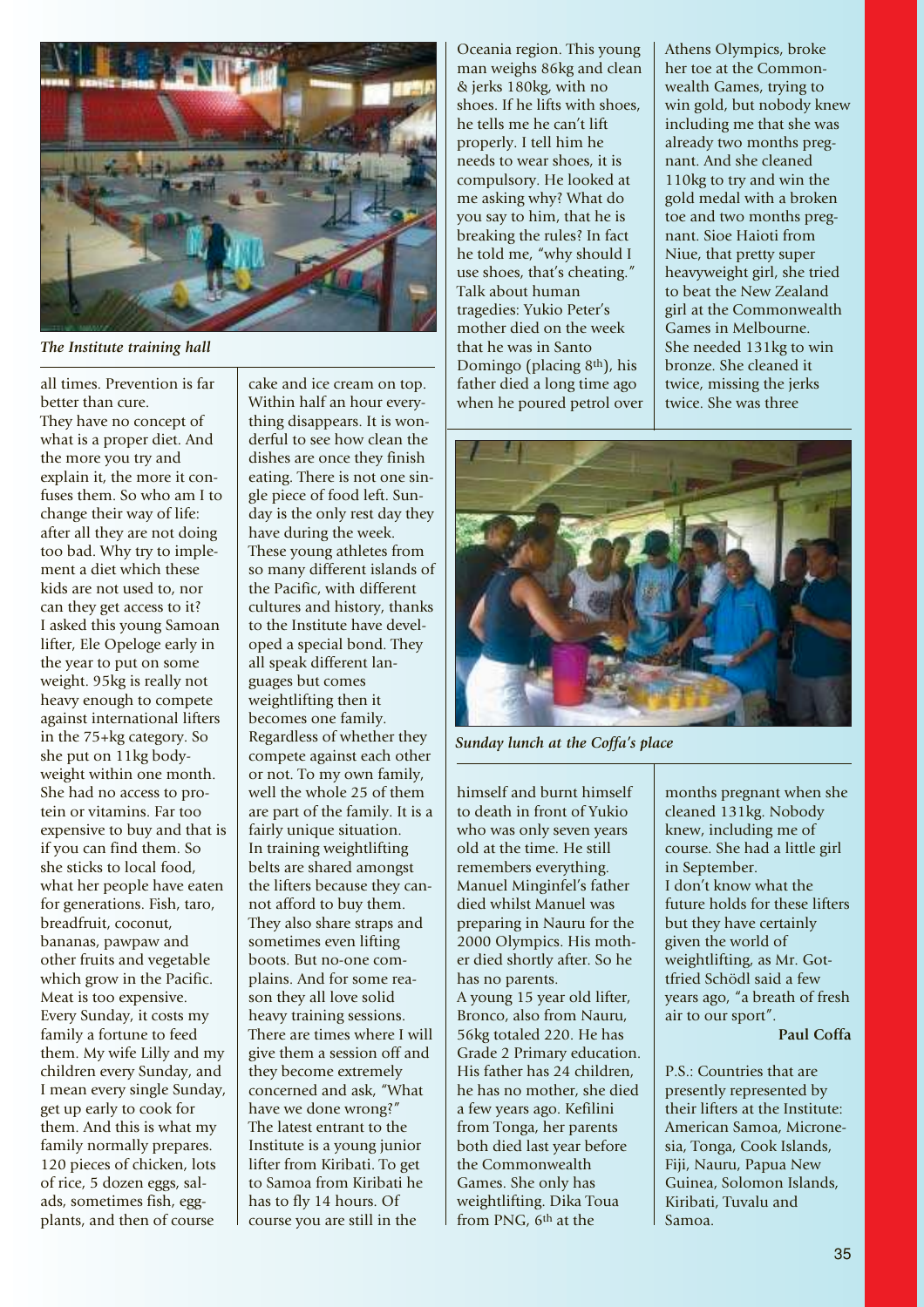*The Institute training hall*

all times. Prevention is far better than cure.

They have no concept of what is a proper diet. And the more you try and explain it, the more it confuses them. So who am I to change their way of life: after all they are not doing too bad. Why try to implement a diet which these kids are not used to, nor can they get access to it?

I asked this young Samoan lifter, Ele Opeloge early in the year to put on some weight. 95kg is really not heavy enough to compete against international lifters in the 75+kg category. So she put on 11kg bodyweight within one month. She had no access to protein or vitamins. Far too expensive to buy and that is if you can find them. So she sticks to local food, what her people have eaten for generations. Fish, taro, breadfruit, coconut, bananas, pawpaw and other fruits and vegetable which grow in the Pacific. Meat is too expensive.

Every Sunday, it costs my family a fortune to feed them. My wife Lilly and my children every Sunday, and I mean every single Sunday, get up early to cook for them. And this is what my family normally prepares. 120 pieces of chicken, lots of rice, 5 dozen eggs, salads, sometimes fish, eggplants, and then of course cake and ice cream on top. Within half an hour everything disappears. It is wonderful to see how clean the dishes are once they finish eating. There is not one single piece of food left. Sunday is the only rest day they have during the week.

These young athletes from so many different islands of the Pacific, with different cultures and history, thanks to the Institute have developed a special bond. They all speak different languages but comes weightlifting then it becomes one family. Regardless of whether they compete against each other or not. To my own family, well the whole 25 of them are part of the family. It is a fairly unique situation.

In training weightlifting belts are shared amongst the lifters because they cannot afford to buy them. They also share straps and sometimes even lifting boots. But no-one complains. And for some reason they all love solid heavy training sessions. There are times where I will give them a session off and they become extremely concerned and ask, "What have we done wrong?"

The latest entrant to the Institute is a young junior lifter from Kiribati. To get to Samoa from Kiribati he has to fly 14 hours. Of course you are still in the Oceania region. This young man weighs 86kg and clean & jerks 180kg, with no shoes. If he lifts with shoes, he tells me he can't lift properly. I tell him he needs to wear shoes, it is compulsory. He looked at me asking why? What do you say to him, that he is breaking the rules? In fact he told me, "why should I use shoes, that's cheating."

Talk about human tragedies: Yukio Peter's mother died on the week that he was in Santo Domingo (placing 8th), his father died a long time ago when he poured petrol over himself and burnt himself to death in front of Yukio who was only seven years old at the time. He still remembers everything. Manuel Minginfel's father died whilst Manuel was preparing in Nauru for the 2000 Olympics. His mother died shortly after. So he has no parents.

A young 15 year old lifter, Bronco, also from Nauru, 56kg totaled 220. He has Grade 2 Primary education. His father has 24 children, he has no mother, she died a few years ago. Kefilini from Tonga, her parents both died last year before the Commonwealth Games. She only has weightlifting. Dika Toua from PNG, 6th at the Athens Olympics, broke her toe at the Commonwealth Games, trying to win gold, but nobody knew including me that she was already two months pregnant. And she cleaned 110kg to try and win the gold medal with a broken toe and two months pregnant. Sioe Haioti from Niue, that pretty super heavyweight girl, she tried to beat the New Zealand girl at the Commonwealth Games in Melbourne. She needed 131kg to win bronze. She cleaned it twice, missing the jerks twice. She was three months pregnant when she cleaned 131kg. Nobody knew, including me of course. She had a little girl in September.

*Sunday lunch at the Coffa's place*

I don't know what the future holds for these lifters but they have certainly given the world of weightlifting, as Mr. Gottfried Schödl said a few years ago, "a breath of fresh air to our sport".

**Paul Coffa**

P.S.: Countries that are presently represented by their lifters at the Institute: American Samoa, Micronesia, Tonga, Cook Islands, Fiji, Nauru, Papua New Guinea, Solomon Islands, Kiribati, Tuvalu and Samoa.